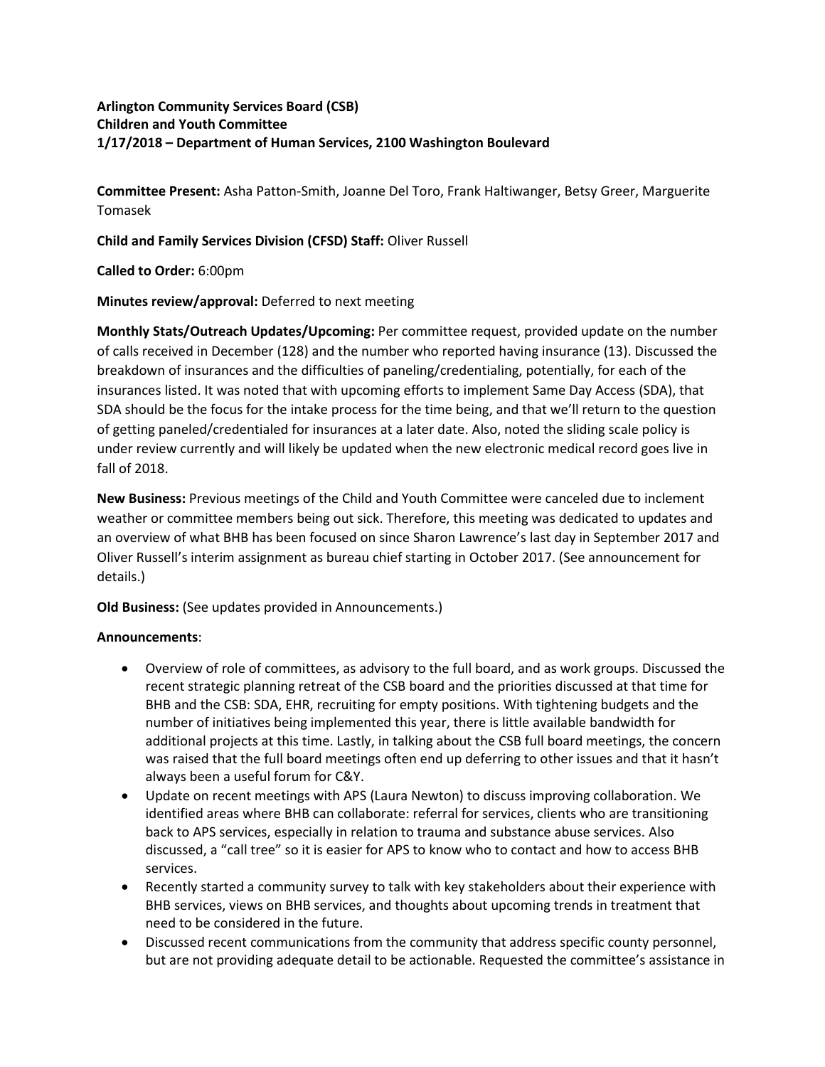**Arlington Community Services Board (CSB)**
**Children and Youth Committee**
**1/17/2018 – Department of Human Services, 2100 Washington Boulevard**

**Committee Present:** Asha Patton-Smith, Joanne Del Toro, Frank Haltiwanger, Betsy Greer, Marguerite Tomasek

**Child and Family Services Division (CFSD) Staff:** Oliver Russell

**Called to Order:** 6:00pm

**Minutes review/approval:** Deferred to next meeting

**Monthly Stats/Outreach Updates/Upcoming:** Per committee request, provided update on the number of calls received in December (128) and the number who reported having insurance (13). Discussed the breakdown of insurances and the difficulties of paneling/credentialing, potentially, for each of the insurances listed. It was noted that with upcoming efforts to implement Same Day Access (SDA), that SDA should be the focus for the intake process for the time being, and that we'll return to the question of getting paneled/credentialed for insurances at a later date. Also, noted the sliding scale policy is under review currently and will likely be updated when the new electronic medical record goes live in fall of 2018.

**New Business:** Previous meetings of the Child and Youth Committee were canceled due to inclement weather or committee members being out sick. Therefore, this meeting was dedicated to updates and an overview of what BHB has been focused on since Sharon Lawrence's last day in September 2017 and Oliver Russell's interim assignment as bureau chief starting in October 2017. (See announcement for details.)

**Old Business:** (See updates provided in Announcements.)

**Announcements**:

- Overview of role of committees, as advisory to the full board, and as work groups. Discussed the recent strategic planning retreat of the CSB board and the priorities discussed at that time for BHB and the CSB: SDA, EHR, recruiting for empty positions. With tightening budgets and the number of initiatives being implemented this year, there is little available bandwidth for additional projects at this time. Lastly, in talking about the CSB full board meetings, the concern was raised that the full board meetings often end up deferring to other issues and that it hasn't always been a useful forum for C&Y.
- Update on recent meetings with APS (Laura Newton) to discuss improving collaboration. We identified areas where BHB can collaborate: referral for services, clients who are transitioning back to APS services, especially in relation to trauma and substance abuse services. Also discussed, a "call tree" so it is easier for APS to know who to contact and how to access BHB services.
- Recently started a community survey to talk with key stakeholders about their experience with BHB services, views on BHB services, and thoughts about upcoming trends in treatment that need to be considered in the future.
- Discussed recent communications from the community that address specific county personnel, but are not providing adequate detail to be actionable. Requested the committee's assistance in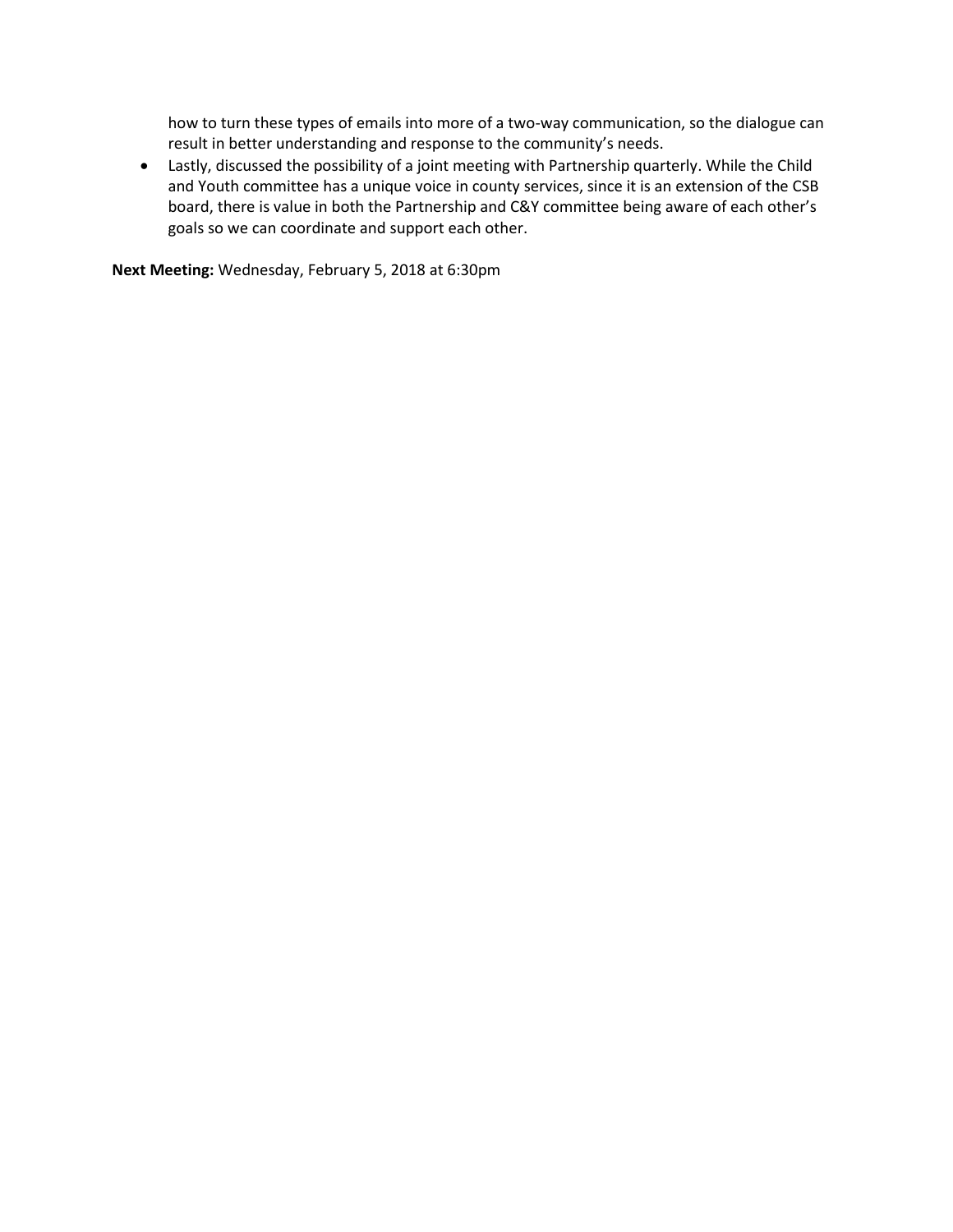how to turn these types of emails into more of a two-way communication, so the dialogue can result in better understanding and response to the community's needs.

- Lastly, discussed the possibility of a joint meeting with Partnership quarterly. While the Child and Youth committee has a unique voice in county services, since it is an extension of the CSB board, there is value in both the Partnership and C&Y committee being aware of each other's goals so we can coordinate and support each other.

**Next Meeting:** Wednesday, February 5, 2018 at 6:30pm